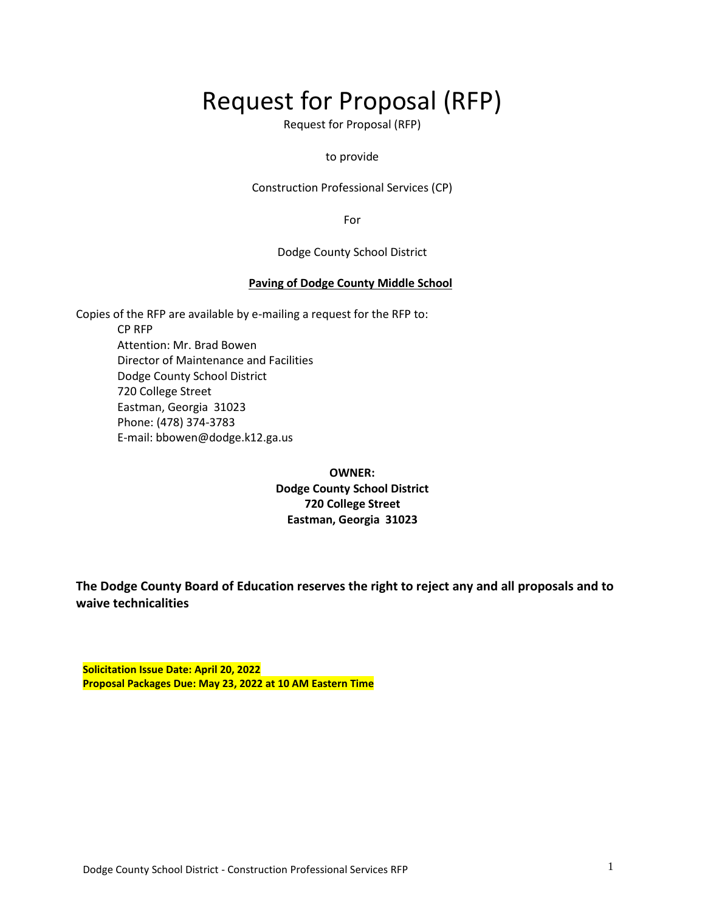# Request for Proposal (RFP)

Request for Proposal (RFP)

to provide

Construction Professional Services (CP)

For

Dodge County School District

**Paving of Dodge County Middle School**

Copies of the RFP are available by e-mailing a request for the RFP to:

CP RFP
Attention: Mr. Brad Bowen
Director of Maintenance and Facilities
Dodge County School District
720 College Street
Eastman, Georgia 31023
Phone: (478) 374-3783
E-mail: bbowen@dodge.k12.ga.us

**OWNER:**
**Dodge County School District**
**720 College Street**
**Eastman, Georgia 31023**

**The Dodge County Board of Education reserves the right to reject any and all proposals and to waive technicalities**

**Solicitation Issue Date: April 20, 2022**
**Proposal Packages Due: May 23, 2022 at 10 AM Eastern Time**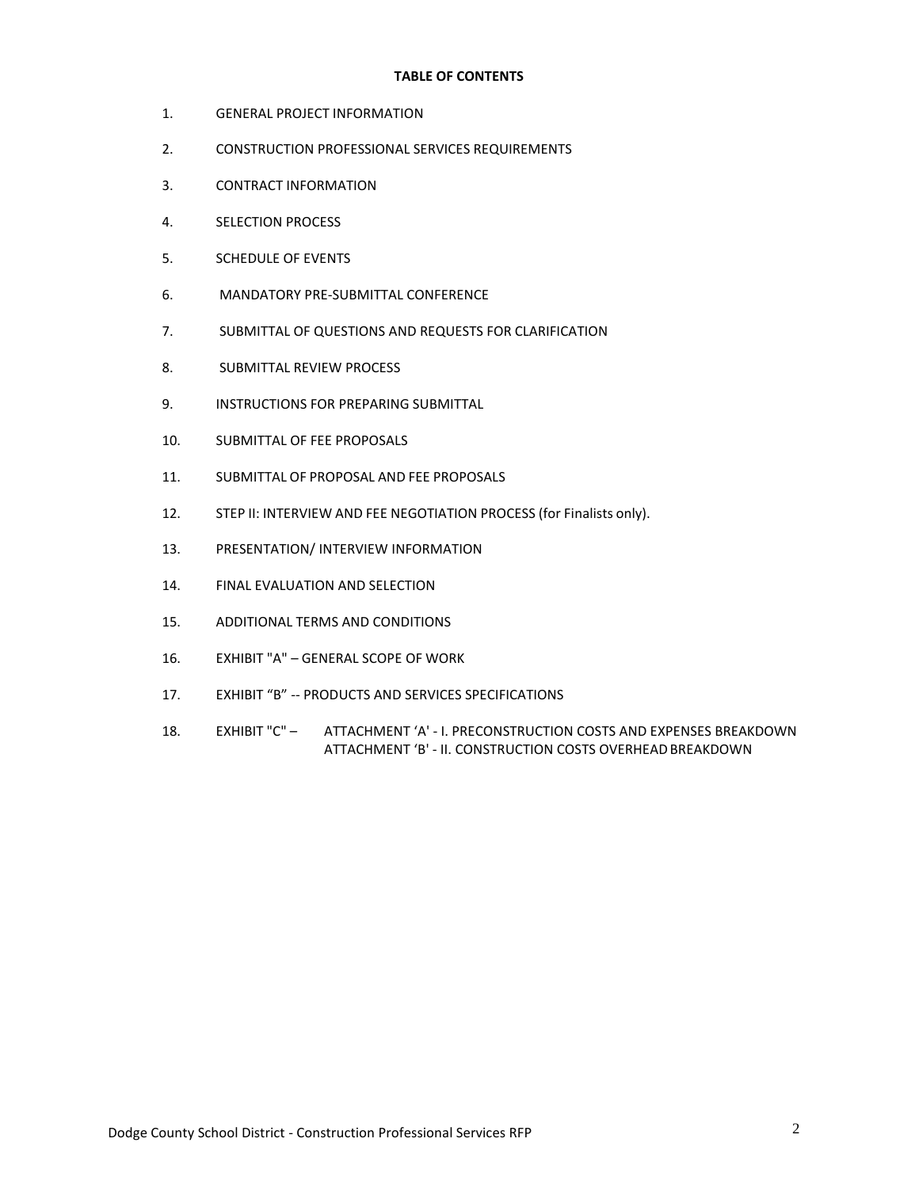**TABLE OF CONTENTS**

1. GENERAL PROJECT INFORMATION
2. CONSTRUCTION PROFESSIONAL SERVICES REQUIREMENTS
3. CONTRACT INFORMATION
4. SELECTION PROCESS
5. SCHEDULE OF EVENTS
6. MANDATORY PRE-SUBMITTAL CONFERENCE
7. SUBMITTAL OF QUESTIONS AND REQUESTS FOR CLARIFICATION
8. SUBMITTAL REVIEW PROCESS
9. INSTRUCTIONS FOR PREPARING SUBMITTAL
10. SUBMITTAL OF FEE PROPOSALS
11. SUBMITTAL OF PROPOSAL AND FEE PROPOSALS
12. STEP II: INTERVIEW AND FEE NEGOTIATION PROCESS (for Finalists only).
13. PRESENTATION/ INTERVIEW INFORMATION
14. FINAL EVALUATION AND SELECTION
15. ADDITIONAL TERMS AND CONDITIONS
16. EXHIBIT "A" – GENERAL SCOPE OF WORK
17. EXHIBIT "B" -- PRODUCTS AND SERVICES SPECIFICATIONS
18. EXHIBIT "C" – ATTACHMENT 'A' - I. PRECONSTRUCTION COSTS AND EXPENSES BREAKDOWN  
    ATTACHMENT 'B' - II. CONSTRUCTION COSTS OVERHEAD BREAKDOWN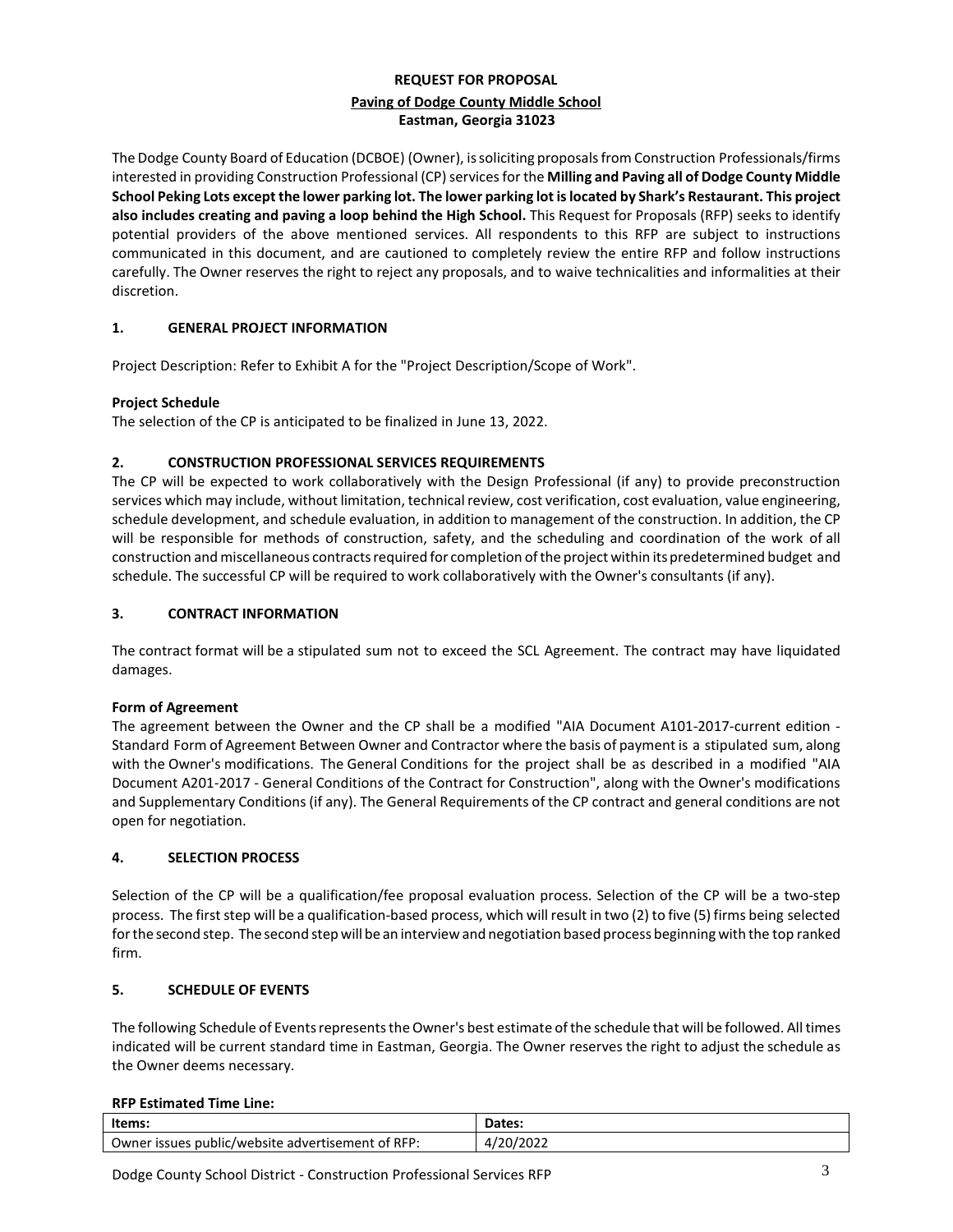# REQUEST FOR PROPOSAL

## Paving of Dodge County Middle School

**Eastman, Georgia 31023**

The Dodge County Board of Education (DCBOE) (Owner), is soliciting proposals from Construction Professionals/firms interested in providing Construction Professional (CP) services for the **Milling and Paving all of Dodge County Middle School Peking Lots except the lower parking lot. The lower parking lot is located by Shark's Restaurant. This project also includes creating and paving a loop behind the High School.** This Request for Proposals (RFP) seeks to identify potential providers of the above mentioned services. All respondents to this RFP are subject to instructions communicated in this document, and are cautioned to completely review the entire RFP and follow instructions carefully. The Owner reserves the right to reject any proposals, and to waive technicalities and informalities at their discretion.

## 1. GENERAL PROJECT INFORMATION

Project Description: Refer to Exhibit A for the "Project Description/Scope of Work".

**Project Schedule**

The selection of the CP is anticipated to be finalized in June 13, 2022.

## 2. CONSTRUCTION PROFESSIONAL SERVICES REQUIREMENTS

The CP will be expected to work collaboratively with the Design Professional (if any) to provide preconstruction services which may include, without limitation, technical review, cost verification, cost evaluation, value engineering, schedule development, and schedule evaluation, in addition to management of the construction. In addition, the CP will be responsible for methods of construction, safety, and the scheduling and coordination of the work of all construction and miscellaneous contracts required for completion of the project within its predetermined budget and schedule. The successful CP will be required to work collaboratively with the Owner's consultants (if any).

## 3. CONTRACT INFORMATION

The contract format will be a stipulated sum not to exceed the SCL Agreement. The contract may have liquidated damages.

**Form of Agreement**

The agreement between the Owner and the CP shall be a modified "AIA Document A101-2017-current edition - Standard Form of Agreement Between Owner and Contractor where the basis of payment is a stipulated sum, along with the Owner's modifications. The General Conditions for the project shall be as described in a modified "AIA Document A201-2017 - General Conditions of the Contract for Construction", along with the Owner's modifications and Supplementary Conditions (if any). The General Requirements of the CP contract and general conditions are not open for negotiation.

## 4. SELECTION PROCESS

Selection of the CP will be a qualification/fee proposal evaluation process. Selection of the CP will be a two-step process. The first step will be a qualification-based process, which will result in two (2) to five (5) firms being selected for the second step. The second step will be an interview and negotiation based process beginning with the top ranked firm.

## 5. SCHEDULE OF EVENTS

The following Schedule of Events represents the Owner's best estimate of the schedule that will be followed. All times indicated will be current standard time in Eastman, Georgia. The Owner reserves the right to adjust the schedule as the Owner deems necessary.

**RFP Estimated Time Line:**

| Items: | Dates: |
|---|---|
| Owner issues public/website advertisement of RFP: | 4/20/2022 |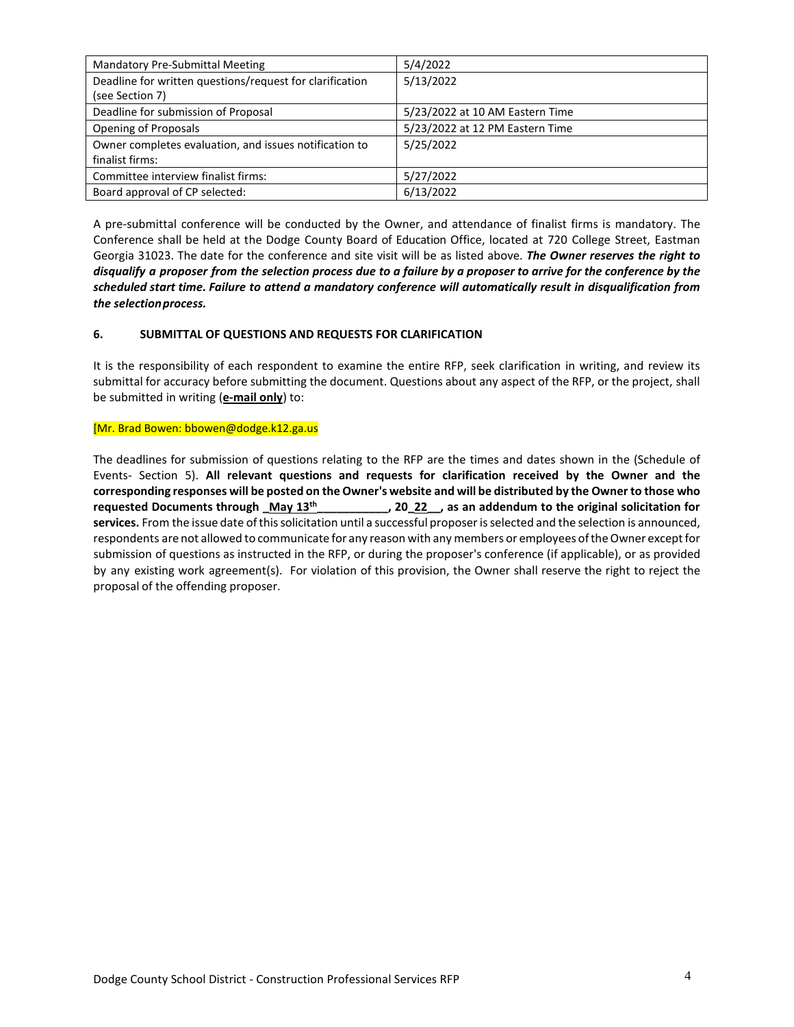| Mandatory Pre-Submittal Meeting | 5/4/2022 |
|---|---|
| Deadline for written questions/request for clarification (see Section 7) | 5/13/2022 |
| Deadline for submission of Proposal | 5/23/2022 at 10 AM Eastern Time |
| Opening of Proposals | 5/23/2022 at 12 PM Eastern Time |
| Owner completes evaluation, and issues notification to finalist firms: | 5/25/2022 |
| Committee interview finalist firms: | 5/27/2022 |
| Board approval of CP selected: | 6/13/2022 |

A pre-submittal conference will be conducted by the Owner, and attendance of finalist firms is mandatory. The Conference shall be held at the Dodge County Board of Education Office, located at 720 College Street, Eastman Georgia 31023. The date for the conference and site visit will be as listed above. ***The Owner reserves the right to disqualify a proposer from the selection process due to a failure by a proposer to arrive for the conference by the scheduled start time. Failure to attend a mandatory conference will automatically result in disqualification from the selection process.***

## 6. SUBMITTAL OF QUESTIONS AND REQUESTS FOR CLARIFICATION

It is the responsibility of each respondent to examine the entire RFP, seek clarification in writing, and review its submittal for accuracy before submitting the document. Questions about any aspect of the RFP, or the project, shall be submitted in writing (**e-mail only**) to:

[Mr. Brad Bowen: bbowen@dodge.k12.ga.us

The deadlines for submission of questions relating to the RFP are the times and dates shown in the (Schedule of Events- Section 5). **All relevant questions and requests for clarification received by the Owner and the corresponding responses will be posted on the Owner's website and will be distributed by the Owner to those who requested Documents through _May 13th___________, 20_22__, as an addendum to the original solicitation for services.** From the issue date of this solicitation until a successful proposer is selected and the selection is announced, respondents are not allowed to communicate for any reason with any members or employees of the Owner except for submission of questions as instructed in the RFP, or during the proposer's conference (if applicable), or as provided by any existing work agreement(s). For violation of this provision, the Owner shall reserve the right to reject the proposal of the offending proposer.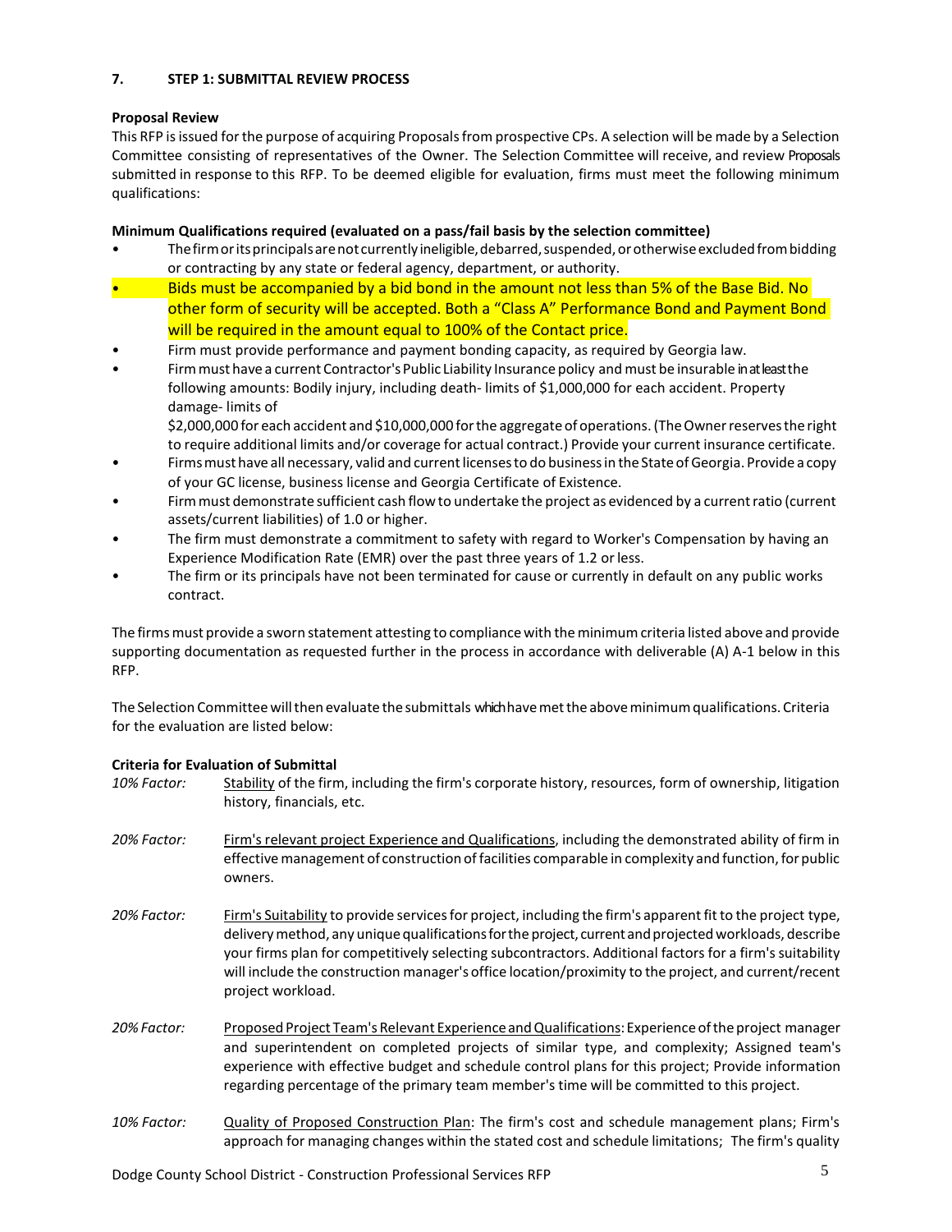## 7. STEP 1: SUBMITTAL REVIEW PROCESS

**Proposal Review**

This RFP is issued for the purpose of acquiring Proposals from prospective CPs. A selection will be made by a Selection Committee consisting of representatives of the Owner. The Selection Committee will receive, and review Proposals submitted in response to this RFP. To be deemed eligible for evaluation, firms must meet the following minimum qualifications:

**Minimum Qualifications required (evaluated on a pass/fail basis by the selection committee)**

- The firm or its principals are not currently ineligible, debarred, suspended, or otherwise excluded from bidding or contracting by any state or federal agency, department, or authority.
- Bids must be accompanied by a bid bond in the amount not less than 5% of the Base Bid. No other form of security will be accepted. Both a "Class A" Performance Bond and Payment Bond will be required in the amount equal to 100% of the Contact price.
- Firm must provide performance and payment bonding capacity, as required by Georgia law.
- Firm must have a current Contractor's Public Liability Insurance policy and must be insurable in at least the following amounts: Bodily injury, including death- limits of $1,000,000 for each accident. Property damage- limits of
  $2,000,000 for each accident and $10,000,000 for the aggregate of operations. (The Owner reserves the right to require additional limits and/or coverage for actual contract.) Provide your current insurance certificate.
- Firms must have all necessary, valid and current licenses to do business in the State of Georgia. Provide a copy of your GC license, business license and Georgia Certificate of Existence.
- Firm must demonstrate sufficient cash flow to undertake the project as evidenced by a current ratio (current assets/current liabilities) of 1.0 or higher.
- The firm must demonstrate a commitment to safety with regard to Worker's Compensation by having an Experience Modification Rate (EMR) over the past three years of 1.2 or less.
- The firm or its principals have not been terminated for cause or currently in default on any public works contract.

The firms must provide a sworn statement attesting to compliance with the minimum criteria listed above and provide supporting documentation as requested further in the process in accordance with deliverable (A) A-1 below in this RFP.

The Selection Committee will then evaluate the submittals which have met the above minimum qualifications. Criteria for the evaluation are listed below:

**Criteria for Evaluation of Submittal**

*10% Factor:* Stability of the firm, including the firm's corporate history, resources, form of ownership, litigation history, financials, etc.

*20% Factor:* Firm's relevant project Experience and Qualifications, including the demonstrated ability of firm in effective management of construction of facilities comparable in complexity and function, for public owners.

*20% Factor:* Firm's Suitability to provide services for project, including the firm's apparent fit to the project type, delivery method, any unique qualifications for the project, current and projected workloads, describe your firms plan for competitively selecting subcontractors. Additional factors for a firm's suitability will include the construction manager's office location/proximity to the project, and current/recent project workload.

*20% Factor:* Proposed Project Team's Relevant Experience and Qualifications: Experience of the project manager and superintendent on completed projects of similar type, and complexity; Assigned team's experience with effective budget and schedule control plans for this project; Provide information regarding percentage of the primary team member's time will be committed to this project.

*10% Factor:* Quality of Proposed Construction Plan: The firm's cost and schedule management plans; Firm's approach for managing changes within the stated cost and schedule limitations; The firm's quality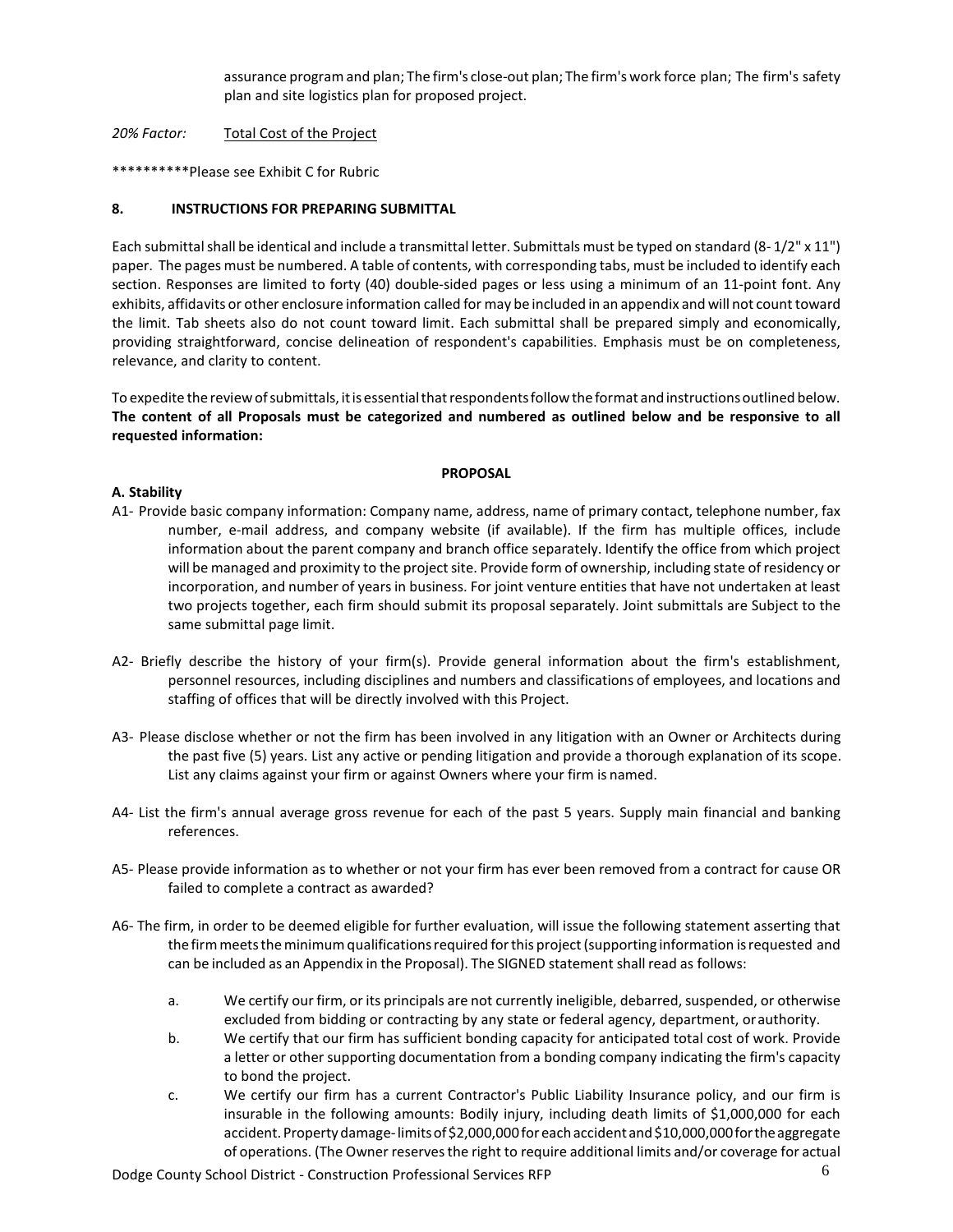assurance program and plan; The firm's close-out plan; The firm's work force plan; The firm's safety plan and site logistics plan for proposed project.

*20% Factor:* Total Cost of the Project

**********Please see Exhibit C for Rubric

**8. INSTRUCTIONS FOR PREPARING SUBMITTAL**

Each submittal shall be identical and include a transmittal letter. Submittals must be typed on standard (8- 1/2" x 11") paper. The pages must be numbered. A table of contents, with corresponding tabs, must be included to identify each section. Responses are limited to forty (40) double-sided pages or less using a minimum of an 11-point font. Any exhibits, affidavits or other enclosure information called for may be included in an appendix and will not count toward the limit. Tab sheets also do not count toward limit. Each submittal shall be prepared simply and economically, providing straightforward, concise delineation of respondent's capabilities. Emphasis must be on completeness, relevance, and clarity to content.

To expedite the review of submittals, it is essential that respondents follow the format and instructions outlined below. **The content of all Proposals must be categorized and numbered as outlined below and be responsive to all requested information:**

**PROPOSAL**

**A. Stability**

A1- Provide basic company information: Company name, address, name of primary contact, telephone number, fax number, e-mail address, and company website (if available). If the firm has multiple offices, include information about the parent company and branch office separately. Identify the office from which project will be managed and proximity to the project site. Provide form of ownership, including state of residency or incorporation, and number of years in business. For joint venture entities that have not undertaken at least two projects together, each firm should submit its proposal separately. Joint submittals are Subject to the same submittal page limit.

A2- Briefly describe the history of your firm(s). Provide general information about the firm's establishment, personnel resources, including disciplines and numbers and classifications of employees, and locations and staffing of offices that will be directly involved with this Project.

A3- Please disclose whether or not the firm has been involved in any litigation with an Owner or Architects during the past five (5) years. List any active or pending litigation and provide a thorough explanation of its scope. List any claims against your firm or against Owners where your firm is named.

A4- List the firm's annual average gross revenue for each of the past 5 years. Supply main financial and banking references.

A5- Please provide information as to whether or not your firm has ever been removed from a contract for cause OR failed to complete a contract as awarded?

A6- The firm, in order to be deemed eligible for further evaluation, will issue the following statement asserting that the firm meets the minimum qualifications required for this project (supporting information is requested and can be included as an Appendix in the Proposal). The SIGNED statement shall read as follows:

a. We certify our firm, or its principals are not currently ineligible, debarred, suspended, or otherwise excluded from bidding or contracting by any state or federal agency, department, or authority.

b. We certify that our firm has sufficient bonding capacity for anticipated total cost of work. Provide a letter or other supporting documentation from a bonding company indicating the firm's capacity to bond the project.

c. We certify our firm has a current Contractor's Public Liability Insurance policy, and our firm is insurable in the following amounts: Bodily injury, including death limits of $1,000,000 for each accident. Property damage- limits of $2,000,000 for each accident and $10,000,000 for the aggregate of operations. (The Owner reserves the right to require additional limits and/or coverage for actual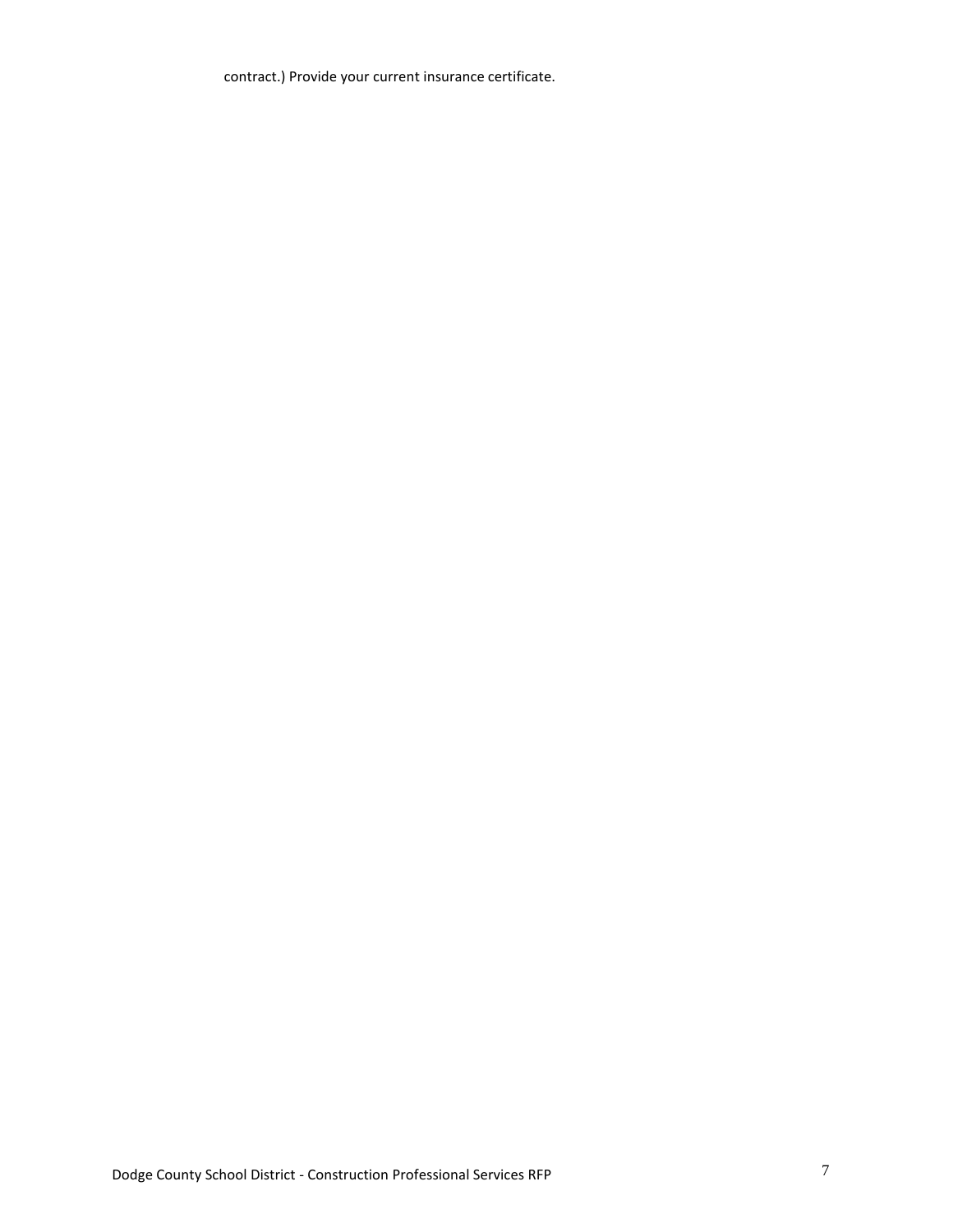contract.) Provide your current insurance certificate.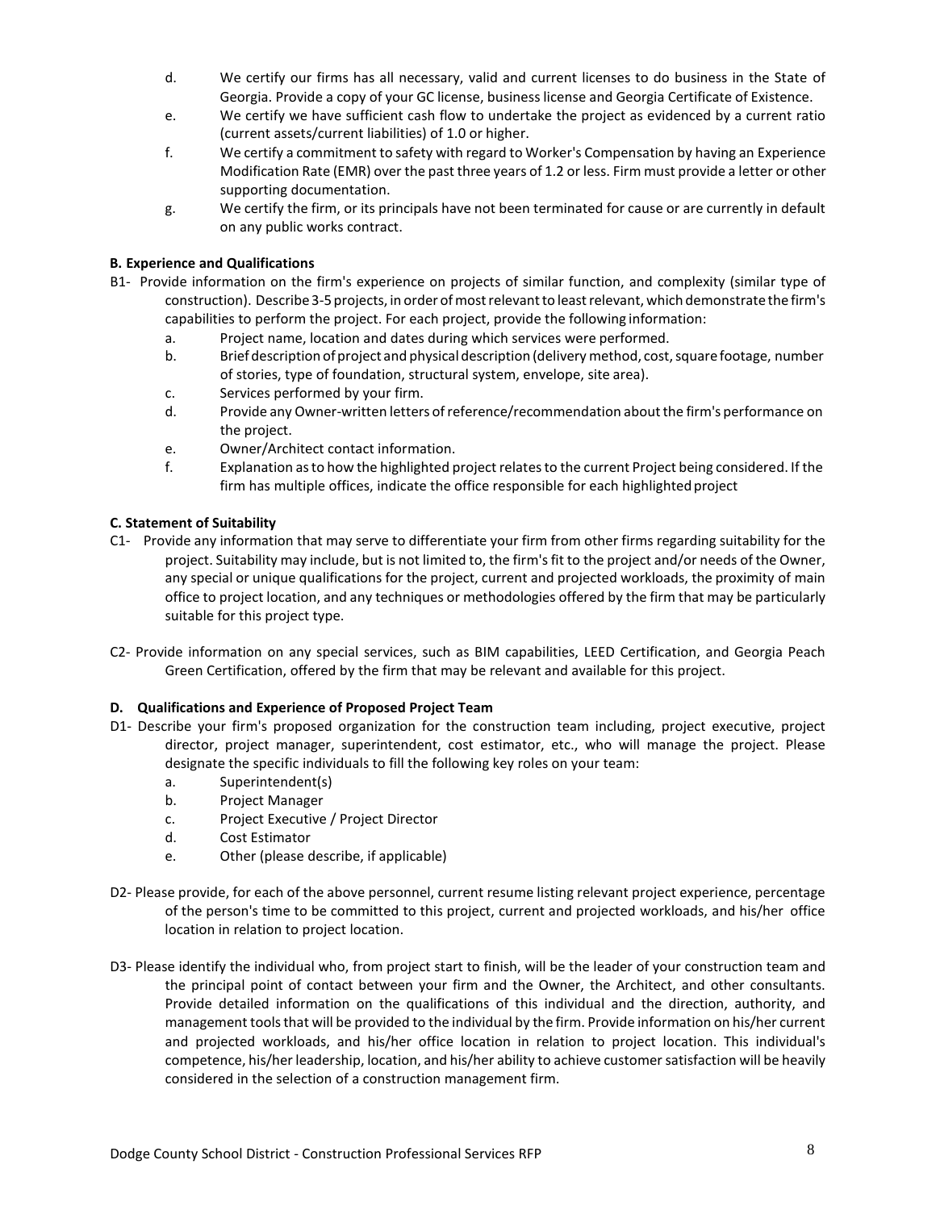d. We certify our firms has all necessary, valid and current licenses to do business in the State of Georgia. Provide a copy of your GC license, business license and Georgia Certificate of Existence.

e. We certify we have sufficient cash flow to undertake the project as evidenced by a current ratio (current assets/current liabilities) of 1.0 or higher.

f. We certify a commitment to safety with regard to Worker's Compensation by having an Experience Modification Rate (EMR) over the past three years of 1.2 or less. Firm must provide a letter or other supporting documentation.

g. We certify the firm, or its principals have not been terminated for cause or are currently in default on any public works contract.

**B. Experience and Qualifications**

B1- Provide information on the firm's experience on projects of similar function, and complexity (similar type of construction). Describe 3-5 projects, in order of most relevant to least relevant, which demonstrate the firm's capabilities to perform the project. For each project, provide the following information:

a. Project name, location and dates during which services were performed.

b. Brief description of project and physical description (delivery method, cost, square footage, number of stories, type of foundation, structural system, envelope, site area).

c. Services performed by your firm.

d. Provide any Owner-written letters of reference/recommendation about the firm's performance on the project.

e. Owner/Architect contact information.

f. Explanation as to how the highlighted project relates to the current Project being considered. If the firm has multiple offices, indicate the office responsible for each highlighted project

**C. Statement of Suitability**

C1- Provide any information that may serve to differentiate your firm from other firms regarding suitability for the project. Suitability may include, but is not limited to, the firm's fit to the project and/or needs of the Owner, any special or unique qualifications for the project, current and projected workloads, the proximity of main office to project location, and any techniques or methodologies offered by the firm that may be particularly suitable for this project type.

C2- Provide information on any special services, such as BIM capabilities, LEED Certification, and Georgia Peach Green Certification, offered by the firm that may be relevant and available for this project.

**D. Qualifications and Experience of Proposed Project Team**

D1- Describe your firm's proposed organization for the construction team including, project executive, project director, project manager, superintendent, cost estimator, etc., who will manage the project. Please designate the specific individuals to fill the following key roles on your team:

a. Superintendent(s)

b. Project Manager

c. Project Executive / Project Director

d. Cost Estimator

e. Other (please describe, if applicable)

D2- Please provide, for each of the above personnel, current resume listing relevant project experience, percentage of the person's time to be committed to this project, current and projected workloads, and his/her office location in relation to project location.

D3- Please identify the individual who, from project start to finish, will be the leader of your construction team and the principal point of contact between your firm and the Owner, the Architect, and other consultants. Provide detailed information on the qualifications of this individual and the direction, authority, and management tools that will be provided to the individual by the firm. Provide information on his/her current and projected workloads, and his/her office location in relation to project location. This individual's competence, his/her leadership, location, and his/her ability to achieve customer satisfaction will be heavily considered in the selection of a construction management firm.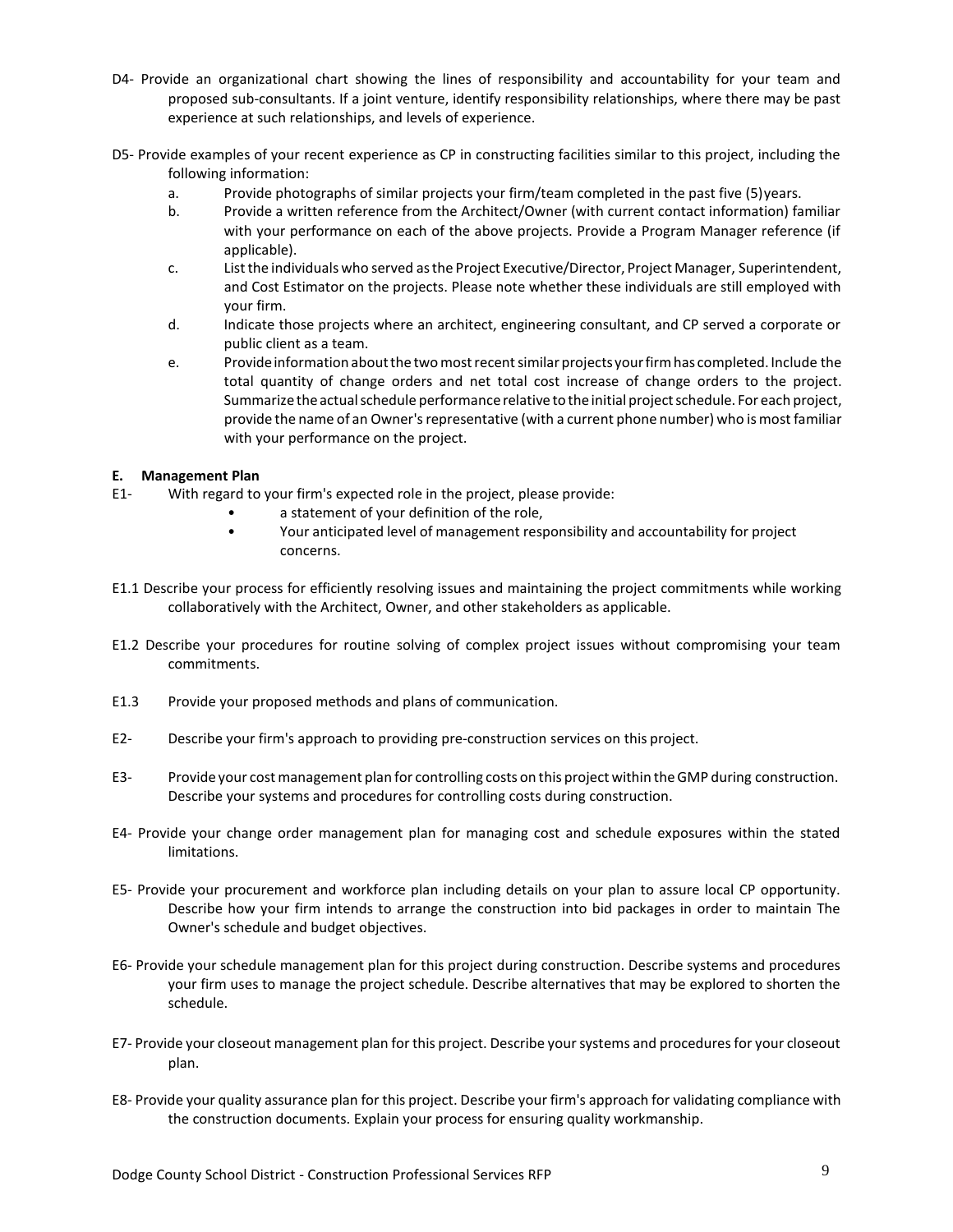D4- Provide an organizational chart showing the lines of responsibility and accountability for your team and proposed sub-consultants. If a joint venture, identify responsibility relationships, where there may be past experience at such relationships, and levels of experience.

D5- Provide examples of your recent experience as CP in constructing facilities similar to this project, including the following information:

- a. Provide photographs of similar projects your firm/team completed in the past five (5) years.
- b. Provide a written reference from the Architect/Owner (with current contact information) familiar with your performance on each of the above projects. Provide a Program Manager reference (if applicable).
- c. List the individuals who served as the Project Executive/Director, Project Manager, Superintendent, and Cost Estimator on the projects. Please note whether these individuals are still employed with your firm.
- d. Indicate those projects where an architect, engineering consultant, and CP served a corporate or public client as a team.
- e. Provide information about the two most recent similar projects your firm has completed. Include the total quantity of change orders and net total cost increase of change orders to the project. Summarize the actual schedule performance relative to the initial project schedule. For each project, provide the name of an Owner's representative (with a current phone number) who is most familiar with your performance on the project.

## E. Management Plan

E1- With regard to your firm's expected role in the project, please provide:

- a statement of your definition of the role,
- Your anticipated level of management responsibility and accountability for project concerns.

E1.1 Describe your process for efficiently resolving issues and maintaining the project commitments while working collaboratively with the Architect, Owner, and other stakeholders as applicable.

E1.2 Describe your procedures for routine solving of complex project issues without compromising your team commitments.

E1.3 Provide your proposed methods and plans of communication.

E2- Describe your firm's approach to providing pre-construction services on this project.

E3- Provide your cost management plan for controlling costs on this project within the GMP during construction. Describe your systems and procedures for controlling costs during construction.

E4- Provide your change order management plan for managing cost and schedule exposures within the stated limitations.

E5- Provide your procurement and workforce plan including details on your plan to assure local CP opportunity. Describe how your firm intends to arrange the construction into bid packages in order to maintain The Owner's schedule and budget objectives.

E6- Provide your schedule management plan for this project during construction. Describe systems and procedures your firm uses to manage the project schedule. Describe alternatives that may be explored to shorten the schedule.

E7- Provide your closeout management plan for this project. Describe your systems and procedures for your closeout plan.

E8- Provide your quality assurance plan for this project. Describe your firm's approach for validating compliance with the construction documents. Explain your process for ensuring quality workmanship.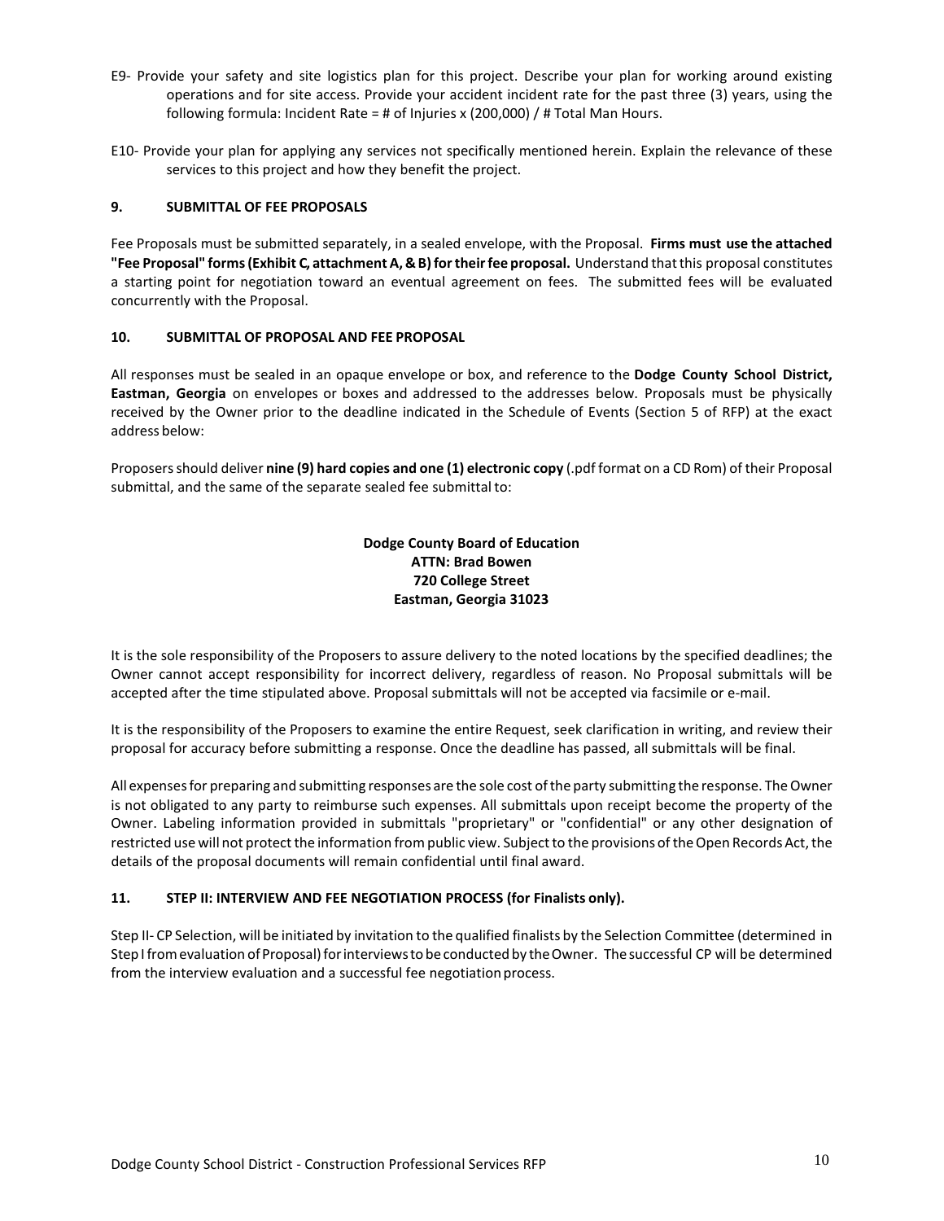E9- Provide your safety and site logistics plan for this project. Describe your plan for working around existing operations and for site access. Provide your accident incident rate for the past three (3) years, using the following formula: Incident Rate = # of Injuries x (200,000) / # Total Man Hours.

E10- Provide your plan for applying any services not specifically mentioned herein. Explain the relevance of these services to this project and how they benefit the project.

### 9. SUBMITTAL OF FEE PROPOSALS

Fee Proposals must be submitted separately, in a sealed envelope, with the Proposal. **Firms must use the attached "Fee Proposal" forms (Exhibit C, attachment A, & B) for their fee proposal.** Understand that this proposal constitutes a starting point for negotiation toward an eventual agreement on fees. The submitted fees will be evaluated concurrently with the Proposal.

### 10. SUBMITTAL OF PROPOSAL AND FEE PROPOSAL

All responses must be sealed in an opaque envelope or box, and reference to the **Dodge County School District, Eastman, Georgia** on envelopes or boxes and addressed to the addresses below. Proposals must be physically received by the Owner prior to the deadline indicated in the Schedule of Events (Section 5 of RFP) at the exact address below:

Proposers should deliver **nine (9) hard copies and one (1) electronic copy** (.pdf format on a CD Rom) of their Proposal submittal, and the same of the separate sealed fee submittal to:

**Dodge County Board of Education**
**ATTN: Brad Bowen**
**720 College Street**
**Eastman, Georgia 31023**

It is the sole responsibility of the Proposers to assure delivery to the noted locations by the specified deadlines; the Owner cannot accept responsibility for incorrect delivery, regardless of reason. No Proposal submittals will be accepted after the time stipulated above. Proposal submittals will not be accepted via facsimile or e-mail.

It is the responsibility of the Proposers to examine the entire Request, seek clarification in writing, and review their proposal for accuracy before submitting a response. Once the deadline has passed, all submittals will be final.

All expenses for preparing and submitting responses are the sole cost of the party submitting the response. The Owner is not obligated to any party to reimburse such expenses. All submittals upon receipt become the property of the Owner. Labeling information provided in submittals "proprietary" or "confidential" or any other designation of restricted use will not protect the information from public view. Subject to the provisions of the Open Records Act, the details of the proposal documents will remain confidential until final award.

### 11. STEP II: INTERVIEW AND FEE NEGOTIATION PROCESS (for Finalists only).

Step II- CP Selection, will be initiated by invitation to the qualified finalists by the Selection Committee (determined in Step I from evaluation of Proposal) for interviews to be conducted by the Owner. The successful CP will be determined from the interview evaluation and a successful fee negotiation process.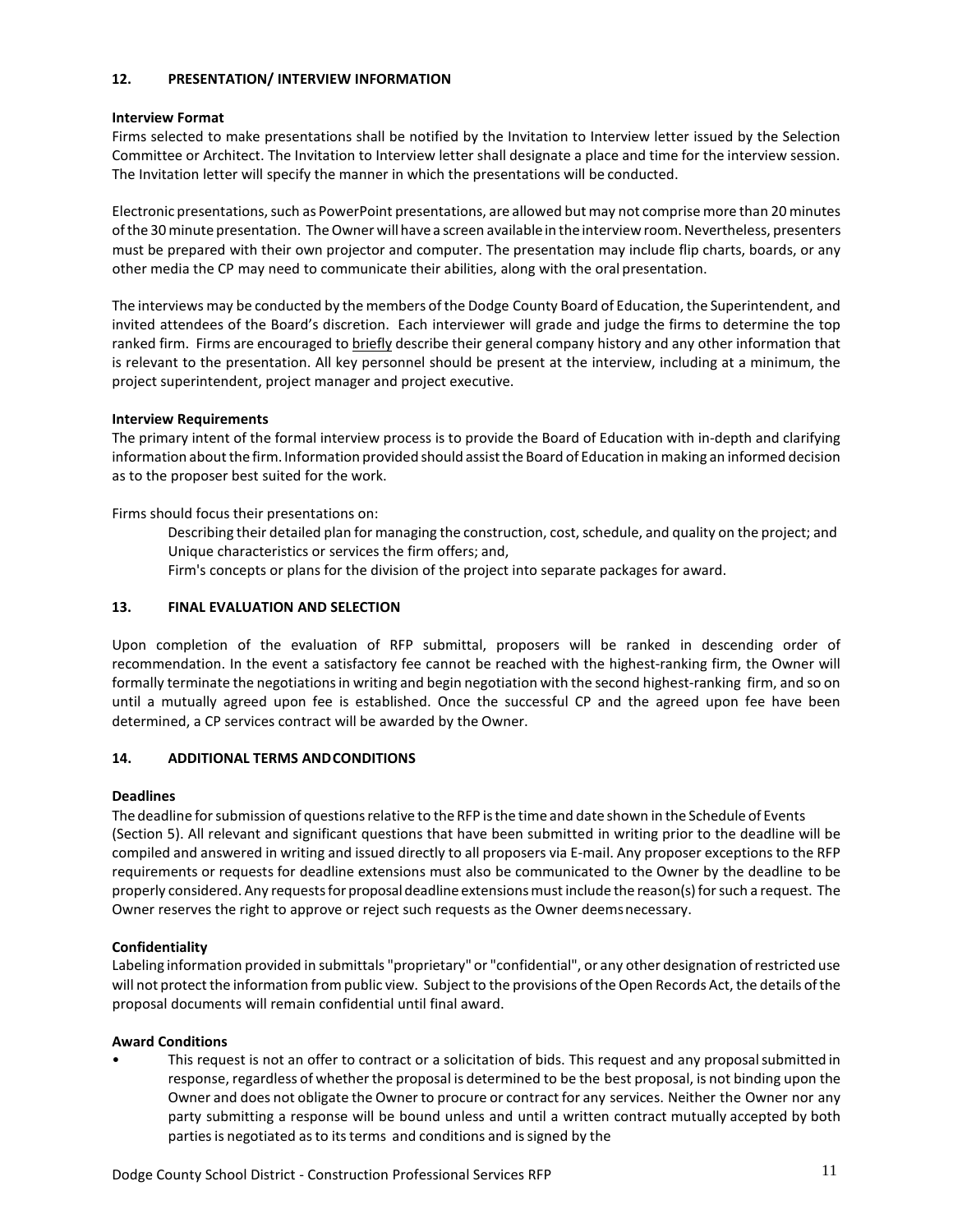## 12. PRESENTATION/ INTERVIEW INFORMATION

**Interview Format**

Firms selected to make presentations shall be notified by the Invitation to Interview letter issued by the Selection Committee or Architect. The Invitation to Interview letter shall designate a place and time for the interview session. The Invitation letter will specify the manner in which the presentations will be conducted.

Electronic presentations, such as PowerPoint presentations, are allowed but may not comprise more than 20 minutes of the 30 minute presentation. The Owner will have a screen available in the interview room. Nevertheless, presenters must be prepared with their own projector and computer. The presentation may include flip charts, boards, or any other media the CP may need to communicate their abilities, along with the oral presentation.

The interviews may be conducted by the members of the Dodge County Board of Education, the Superintendent, and invited attendees of the Board's discretion. Each interviewer will grade and judge the firms to determine the top ranked firm. Firms are encouraged to briefly describe their general company history and any other information that is relevant to the presentation. All key personnel should be present at the interview, including at a minimum, the project superintendent, project manager and project executive.

**Interview Requirements**

The primary intent of the formal interview process is to provide the Board of Education with in-depth and clarifying information about the firm. Information provided should assist the Board of Education in making an informed decision as to the proposer best suited for the work.

Firms should focus their presentations on:

- Describing their detailed plan for managing the construction, cost, schedule, and quality on the project; and
- Unique characteristics or services the firm offers; and,
- Firm's concepts or plans for the division of the project into separate packages for award.

## 13. FINAL EVALUATION AND SELECTION

Upon completion of the evaluation of RFP submittal, proposers will be ranked in descending order of recommendation. In the event a satisfactory fee cannot be reached with the highest-ranking firm, the Owner will formally terminate the negotiations in writing and begin negotiation with the second highest-ranking firm, and so on until a mutually agreed upon fee is established. Once the successful CP and the agreed upon fee have been determined, a CP services contract will be awarded by the Owner.

## 14. ADDITIONAL TERMS AND CONDITIONS

**Deadlines**

The deadline for submission of questions relative to the RFP is the time and date shown in the Schedule of Events (Section 5). All relevant and significant questions that have been submitted in writing prior to the deadline will be compiled and answered in writing and issued directly to all proposers via E-mail. Any proposer exceptions to the RFP requirements or requests for deadline extensions must also be communicated to the Owner by the deadline to be properly considered. Any requests for proposal deadline extensions must include the reason(s) for such a request. The Owner reserves the right to approve or reject such requests as the Owner deems necessary.

**Confidentiality**

Labeling information provided in submittals "proprietary" or "confidential", or any other designation of restricted use will not protect the information from public view. Subject to the provisions of the Open Records Act, the details of the proposal documents will remain confidential until final award.

**Award Conditions**

- This request is not an offer to contract or a solicitation of bids. This request and any proposal submitted in response, regardless of whether the proposal is determined to be the best proposal, is not binding upon the Owner and does not obligate the Owner to procure or contract for any services. Neither the Owner nor any party submitting a response will be bound unless and until a written contract mutually accepted by both parties is negotiated as to its terms and conditions and is signed by the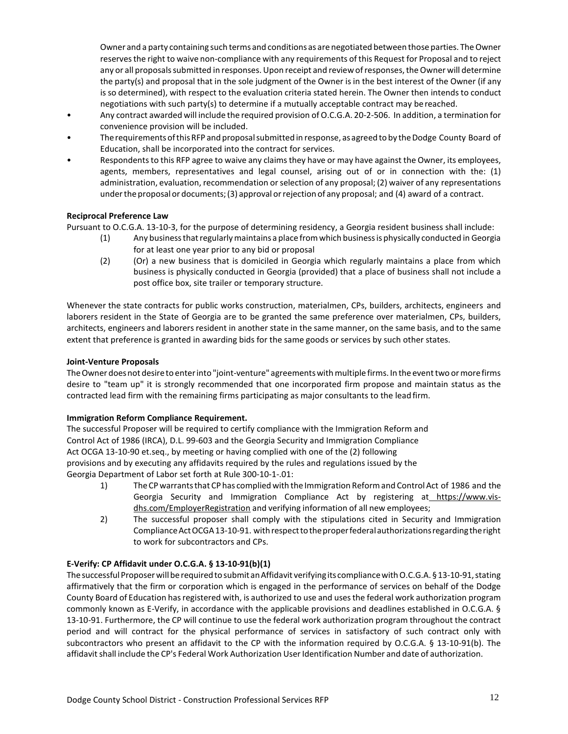Owner and a party containing such terms and conditions as are negotiated between those parties. The Owner reserves the right to waive non-compliance with any requirements of this Request for Proposal and to reject any or all proposals submitted in responses. Upon receipt and review of responses, the Owner will determine the party(s) and proposal that in the sole judgment of the Owner is in the best interest of the Owner (if any is so determined), with respect to the evaluation criteria stated herein. The Owner then intends to conduct negotiations with such party(s) to determine if a mutually acceptable contract may be reached.

- Any contract awarded will include the required provision of O.C.G.A. 20-2-506. In addition, a termination for convenience provision will be included.
- The requirements of this RFP and proposal submitted in response, as agreed to by the Dodge County Board of Education, shall be incorporated into the contract for services.
- Respondents to this RFP agree to waive any claims they have or may have against the Owner, its employees, agents, members, representatives and legal counsel, arising out of or in connection with the: (1) administration, evaluation, recommendation or selection of any proposal; (2) waiver of any representations under the proposal or documents; (3) approval or rejection of any proposal; and (4) award of a contract.

**Reciprocal Preference Law**

Pursuant to O.C.G.A. 13-10-3, for the purpose of determining residency, a Georgia resident business shall include:

(1) Any business that regularly maintains a place from which business is physically conducted in Georgia for at least one year prior to any bid or proposal

(2) (Or) a new business that is domiciled in Georgia which regularly maintains a place from which business is physically conducted in Georgia (provided) that a place of business shall not include a post office box, site trailer or temporary structure.

Whenever the state contracts for public works construction, materialmen, CPs, builders, architects, engineers and laborers resident in the State of Georgia are to be granted the same preference over materialmen, CPs, builders, architects, engineers and laborers resident in another state in the same manner, on the same basis, and to the same extent that preference is granted in awarding bids for the same goods or services by such other states.

**Joint-Venture Proposals**

The Owner does not desire to enter into "joint-venture" agreements with multiple firms. In the event two or more firms desire to "team up" it is strongly recommended that one incorporated firm propose and maintain status as the contracted lead firm with the remaining firms participating as major consultants to the lead firm.

**Immigration Reform Compliance Requirement.**

The successful Proposer will be required to certify compliance with the Immigration Reform and Control Act of 1986 (IRCA), D.L. 99-603 and the Georgia Security and Immigration Compliance Act OCGA 13-10-90 et.seq., by meeting or having complied with one of the (2) following provisions and by executing any affidavits required by the rules and regulations issued by the Georgia Department of Labor set forth at Rule 300-10-1-.01:

1) The CP warrants that CP has complied with the Immigration Reform and Control Act of 1986 and the Georgia Security and Immigration Compliance Act by registering at https://www.vis-dhs.com/EmployerRegistration and verifying information of all new employees;

2) The successful proposer shall comply with the stipulations cited in Security and Immigration Compliance Act OCGA 13-10-91. with respect to the proper federal authorizations regarding the right to work for subcontractors and CPs.

**E-Verify: CP Affidavit under O.C.G.A. § 13-10-91(b)(1)**

The successful Proposer will be required to submit an Affidavit verifying its compliance with O.C.G.A. § 13-10-91, stating affirmatively that the firm or corporation which is engaged in the performance of services on behalf of the Dodge County Board of Education has registered with, is authorized to use and uses the federal work authorization program commonly known as E-Verify, in accordance with the applicable provisions and deadlines established in O.C.G.A. § 13-10-91. Furthermore, the CP will continue to use the federal work authorization program throughout the contract period and will contract for the physical performance of services in satisfactory of such contract only with subcontractors who present an affidavit to the CP with the information required by O.C.G.A. § 13-10-91(b). The affidavit shall include the CP's Federal Work Authorization User Identification Number and date of authorization.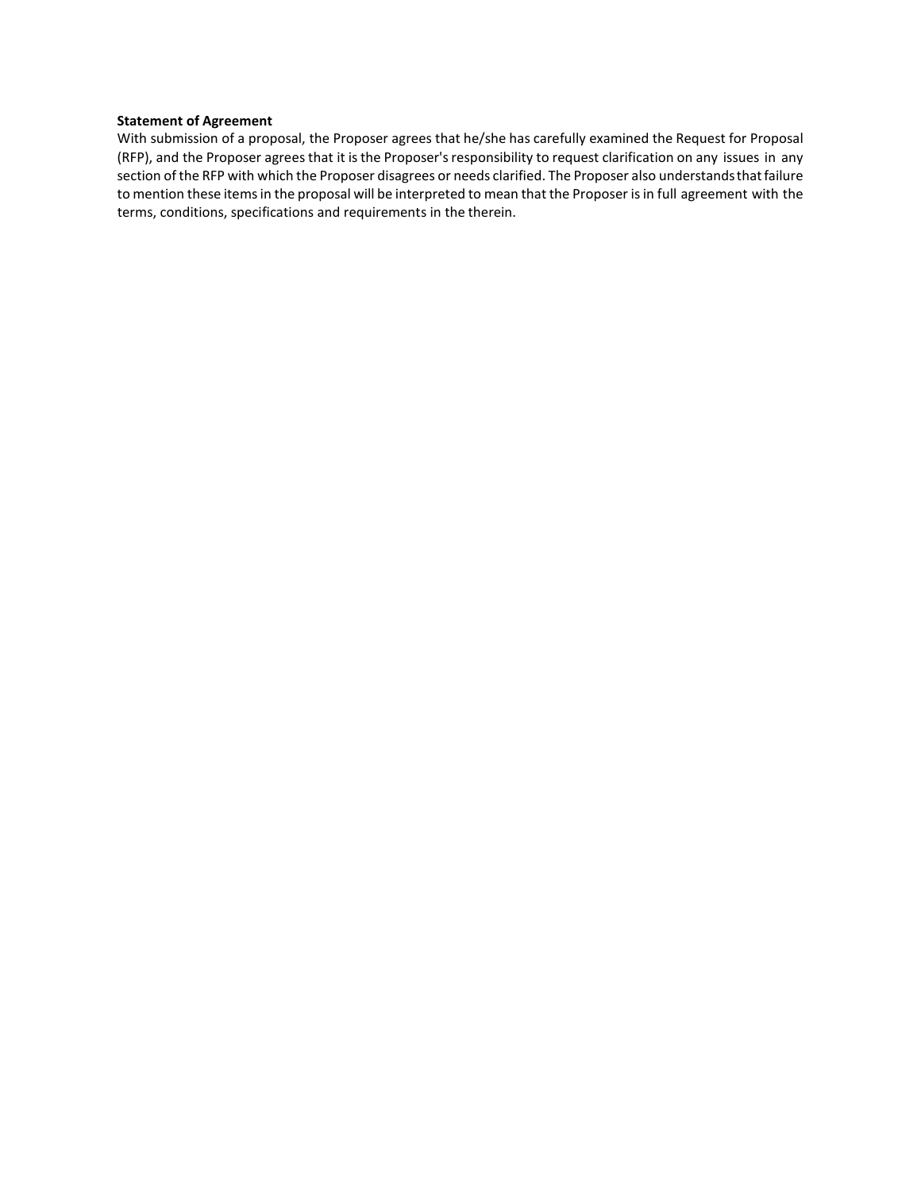**Statement of Agreement**

With submission of a proposal, the Proposer agrees that he/she has carefully examined the Request for Proposal (RFP), and the Proposer agrees that it is the Proposer's responsibility to request clarification on any issues in any section of the RFP with which the Proposer disagrees or needs clarified. The Proposer also understands that failure to mention these items in the proposal will be interpreted to mean that the Proposer is in full agreement with the terms, conditions, specifications and requirements in the therein.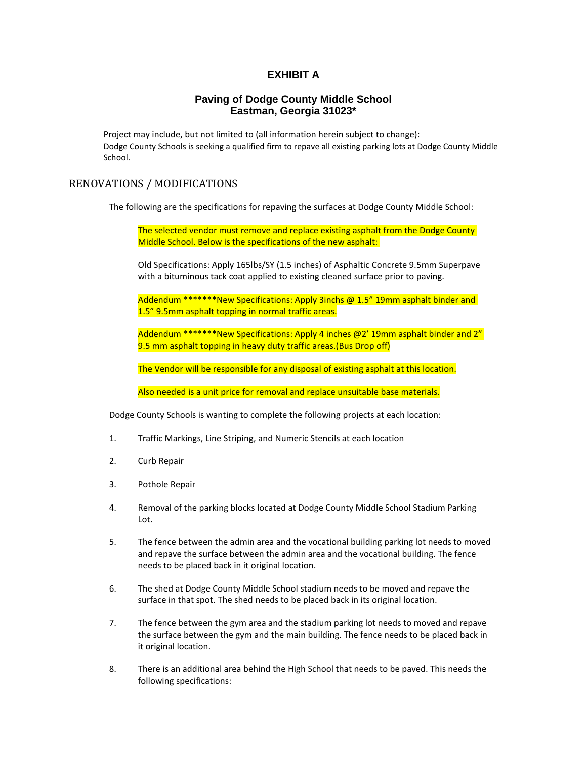# EXHIBIT A

## Paving of Dodge County Middle School
## Eastman, Georgia 31023*

Project may include, but not limited to (all information herein subject to change):
Dodge County Schools is seeking a qualified firm to repave all existing parking lots at Dodge County Middle School.

## RENOVATIONS / MODIFICATIONS

The following are the specifications for repaving the surfaces at Dodge County Middle School:

The selected vendor must remove and replace existing asphalt from the Dodge County Middle School. Below is the specifications of the new asphalt:

Old Specifications: Apply 165lbs/SY (1.5 inches) of Asphaltic Concrete 9.5mm Superpave with a bituminous tack coat applied to existing cleaned surface prior to paving.

Addendum *******New Specifications: Apply 3inchs @ 1.5" 19mm asphalt binder and 1.5" 9.5mm asphalt topping in normal traffic areas.

Addendum *******New Specifications: Apply 4 inches @2' 19mm asphalt binder and 2" 9.5 mm asphalt topping in heavy duty traffic areas.(Bus Drop off)

The Vendor will be responsible for any disposal of existing asphalt at this location.

Also needed is a unit price for removal and replace unsuitable base materials.

Dodge County Schools is wanting to complete the following projects at each location:

1. Traffic Markings, Line Striping, and Numeric Stencils at each location
2. Curb Repair
3. Pothole Repair
4. Removal of the parking blocks located at Dodge County Middle School Stadium Parking Lot.
5. The fence between the admin area and the vocational building parking lot needs to moved and repave the surface between the admin area and the vocational building. The fence needs to be placed back in it original location.
6. The shed at Dodge County Middle School stadium needs to be moved and repave the surface in that spot. The shed needs to be placed back in its original location.
7. The fence between the gym area and the stadium parking lot needs to moved and repave the surface between the gym and the main building. The fence needs to be placed back in it original location.
8. There is an additional area behind the High School that needs to be paved. This needs the following specifications: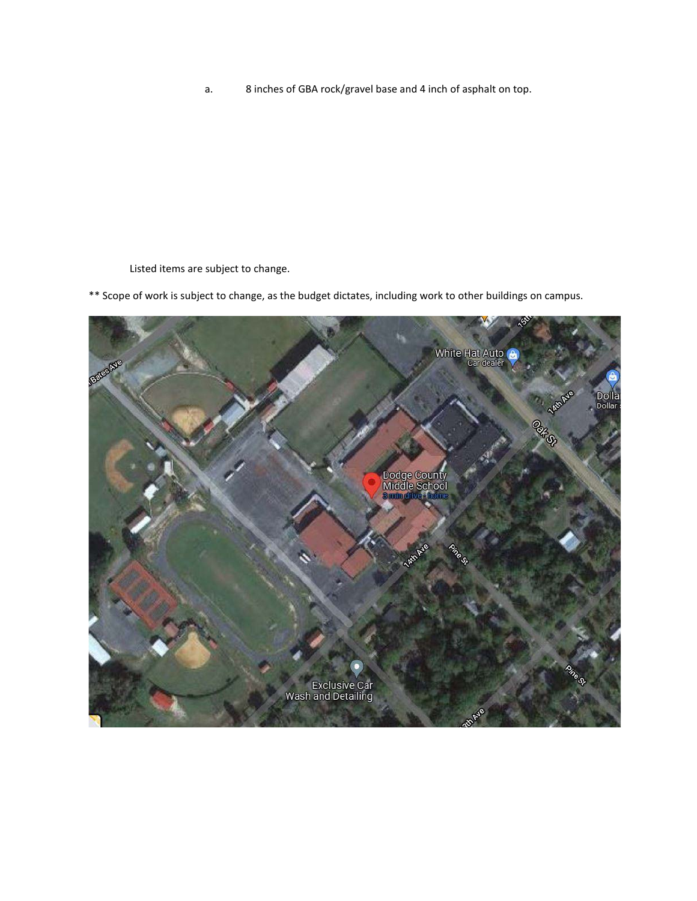a. 8 inches of GBA rock/gravel base and 4 inch of asphalt on top.

Listed items are subject to change.

** Scope of work is subject to change, as the budget dictates, including work to other buildings on campus.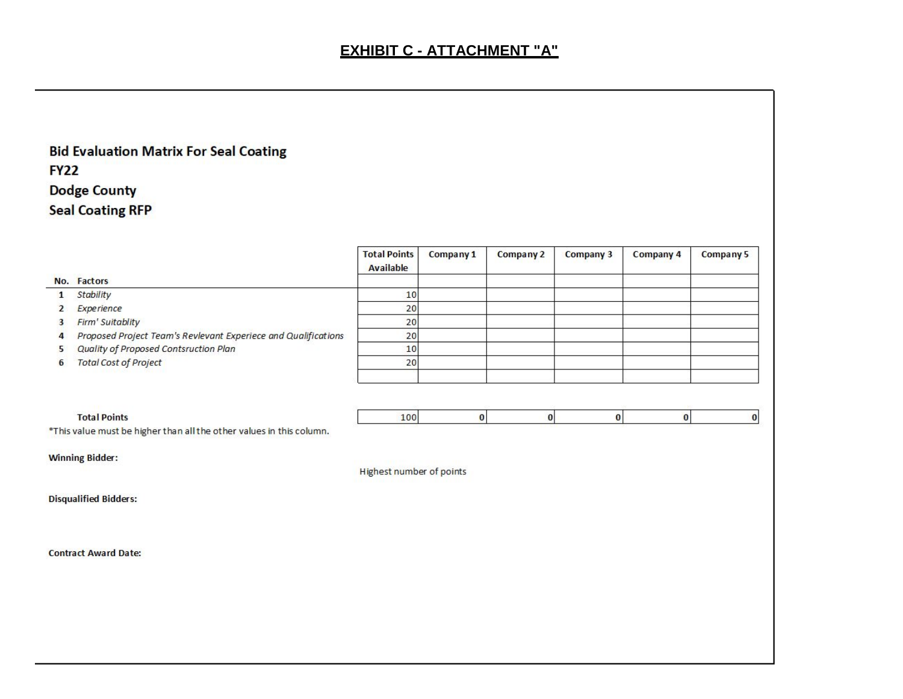# EXHIBIT C - ATTACHMENT "A"

**Bid Evaluation Matrix For Seal Coating**
**FY22**
**Dodge County**
**Seal Coating RFP**

| No. | Factors | Total Points Available | Company 1 | Company 2 | Company 3 | Company 4 | Company 5 |
|---|---|---|---|---|---|---|---|
| 1 | *Stability* | 10 | | | | | |
| 2 | *Experience* | 20 | | | | | |
| 3 | *Firm' Suitablity* | 20 | | | | | |
| 4 | *Proposed Project Team's Revlevant Experiece and Qualifications* | 20 | | | | | |
| 5 | *Quality of Proposed Contsruction Plan* | 10 | | | | | |
| 6 | *Total Cost of Project* | 20 | | | | | |
| | | | | | | | |
| | **Total Points** | 100 | **0** | **0** | **0** | **0** | **0** |

*This value must be higher than all the other values in this column.

**Winning Bidder:**

Highest number of points

**Disqualified Bidders:**

**Contract Award Date:**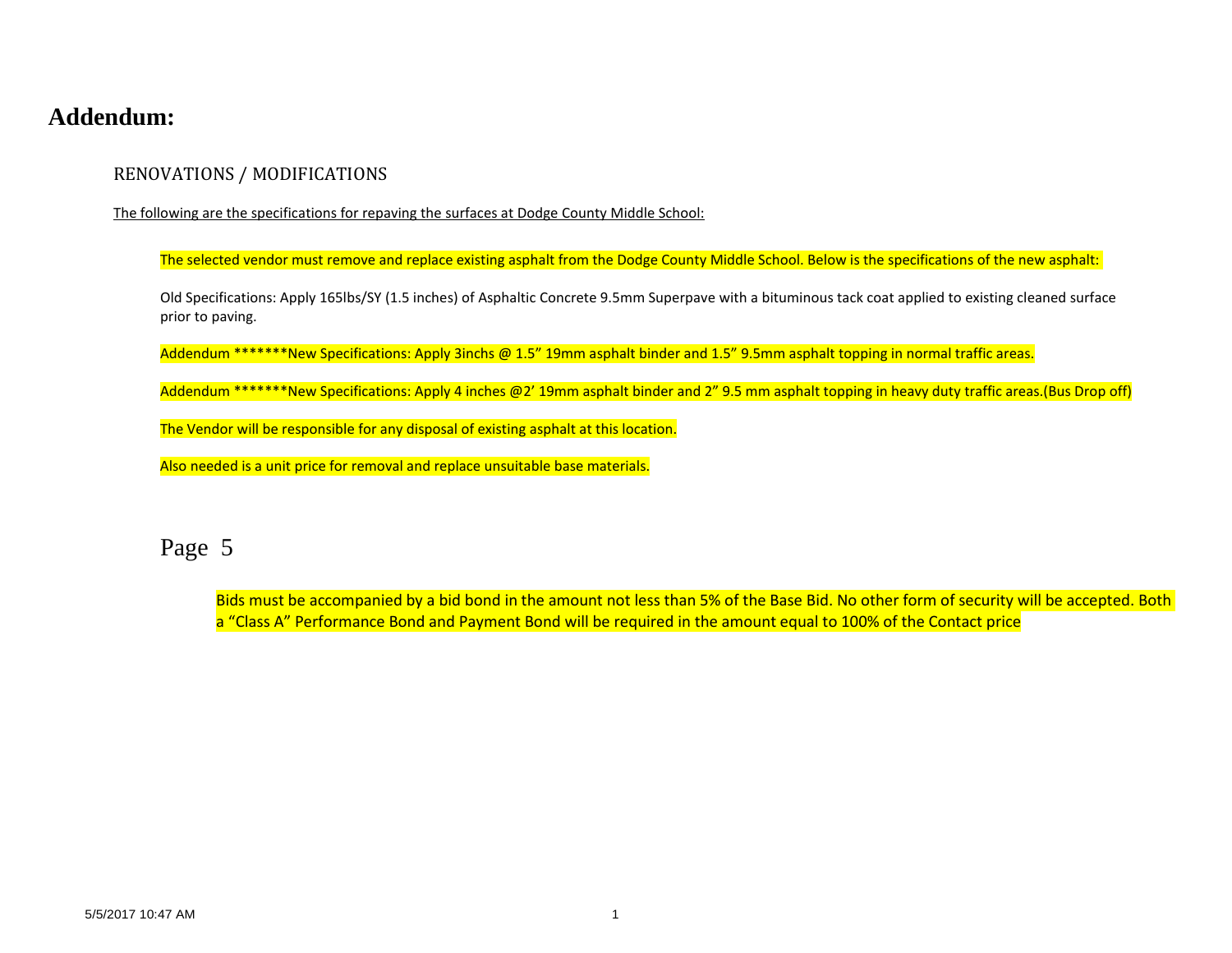# Addendum:

## RENOVATIONS / MODIFICATIONS

The following are the specifications for repaving the surfaces at Dodge County Middle School:

The selected vendor must remove and replace existing asphalt from the Dodge County Middle School. Below is the specifications of the new asphalt:

Old Specifications: Apply 165lbs/SY (1.5 inches) of Asphaltic Concrete 9.5mm Superpave with a bituminous tack coat applied to existing cleaned surface prior to paving.

Addendum *******New Specifications: Apply 3inchs @ 1.5" 19mm asphalt binder and 1.5" 9.5mm asphalt topping in normal traffic areas.

Addendum *******New Specifications: Apply 4 inches @2' 19mm asphalt binder and 2" 9.5 mm asphalt topping in heavy duty traffic areas.(Bus Drop off)

The Vendor will be responsible for any disposal of existing asphalt at this location.

Also needed is a unit price for removal and replace unsuitable base materials.

Page 5

Bids must be accompanied by a bid bond in the amount not less than 5% of the Base Bid. No other form of security will be accepted. Both a "Class A" Performance Bond and Payment Bond will be required in the amount equal to 100% of the Contact price

5/5/2017 10:47 AM